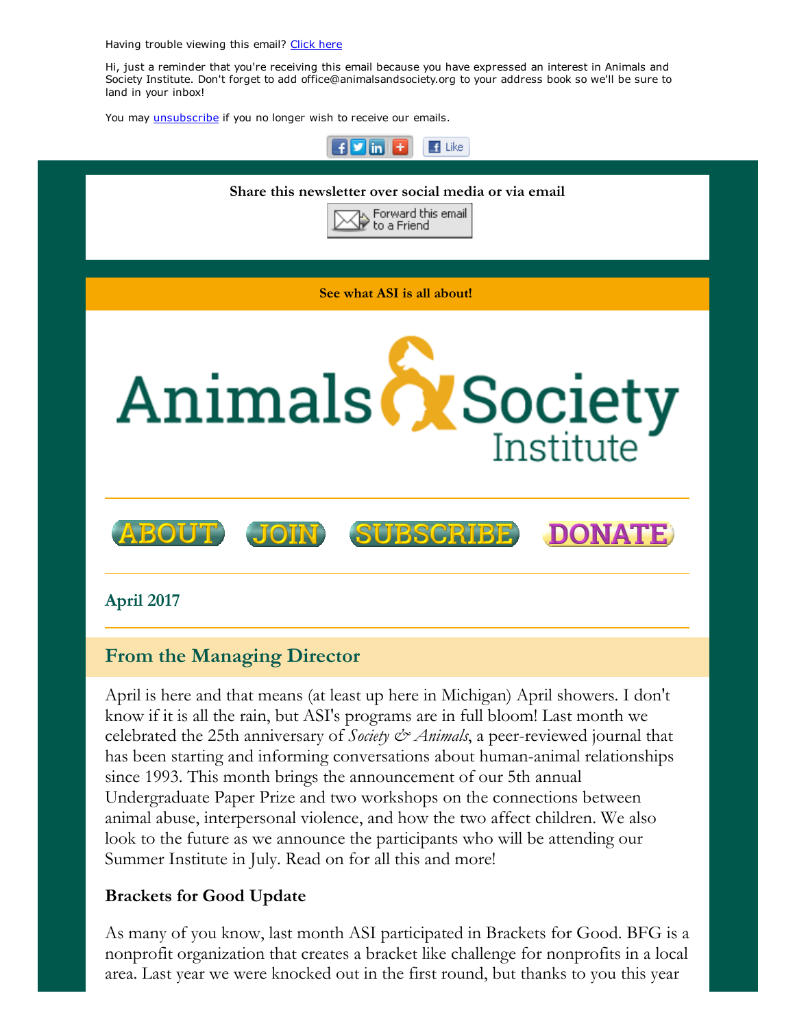Having trouble viewing this email? Click here

Hi, just a reminder that you're receiving this email because you have expressed an interest in Animals and Society Institute. Don't forget to add office@animalsandsociety.org to your address book so we'll be sure to land in your inbox!

You may unsubscribe if you no longer wish to receive our emails.

**Share this newsletter over social media or via email**

Forward this email to a Friend

**See what ASI is all about!**

# Animals & Society Institute

ABOUT JOIN SUBSCRIBE DONATE

## April 2017

## From the Managing Director

April is here and that means (at least up here in Michigan) April showers. I don't know if it is all the rain, but ASI's programs are in full bloom! Last month we celebrated the 25th anniversary of *Society & Animals*, a peer-reviewed journal that has been starting and informing conversations about human-animal relationships since 1993. This month brings the announcement of our 5th annual Undergraduate Paper Prize and two workshops on the connections between animal abuse, interpersonal violence, and how the two affect children. We also look to the future as we announce the participants who will be attending our Summer Institute in July. Read on for all this and more!

### Brackets for Good Update

As many of you know, last month ASI participated in Brackets for Good. BFG is a nonprofit organization that creates a bracket like challenge for nonprofits in a local area. Last year we were knocked out in the first round, but thanks to you this year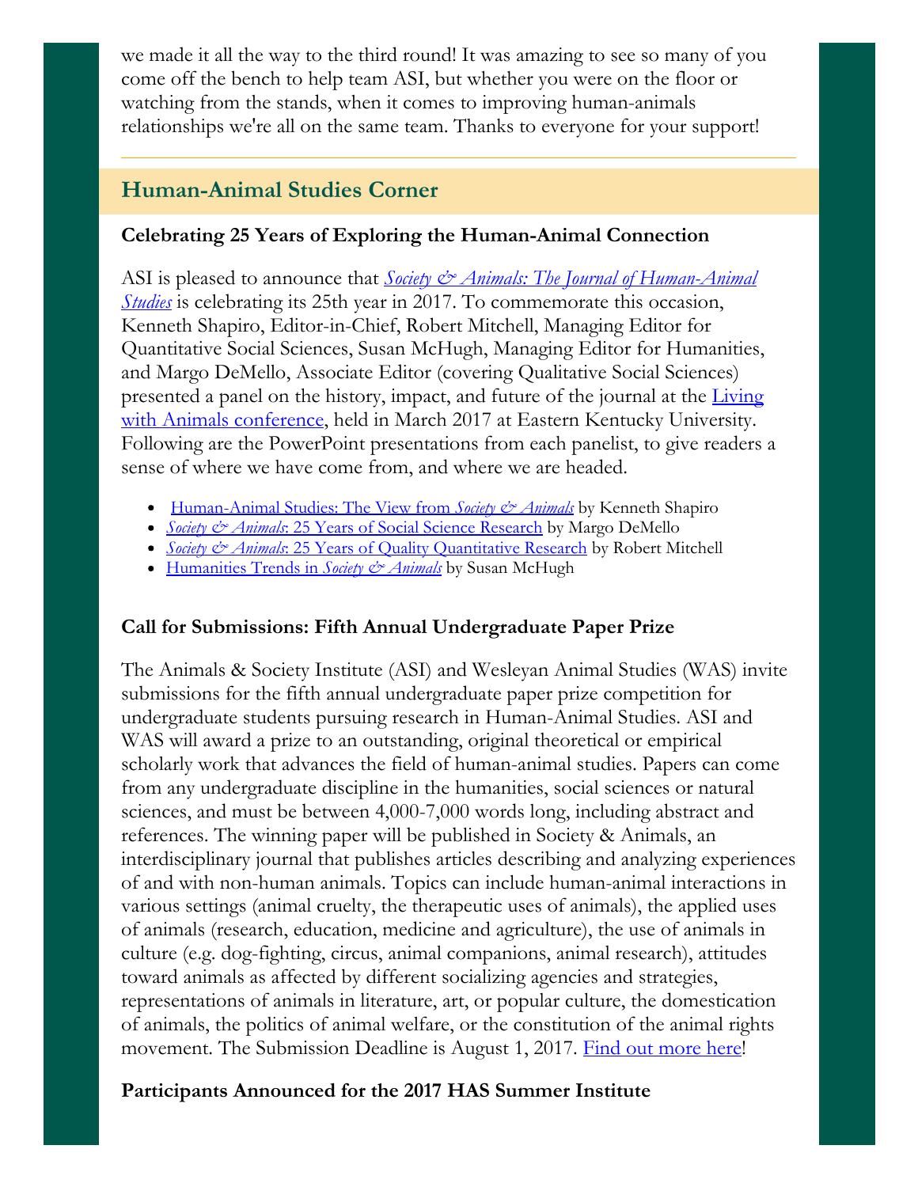we made it all the way to the third round! It was amazing to see so many of you come off the bench to help team ASI, but whether you were on the floor or watching from the stands, when it comes to improving human-animals relationships we're all on the same team. Thanks to everyone for your support!

---

## Human-Animal Studies Corner

### Celebrating 25 Years of Exploring the Human-Animal Connection

ASI is pleased to announce that *Society & Animals: The Journal of Human-Animal Studies* is celebrating its 25th year in 2017. To commemorate this occasion, Kenneth Shapiro, Editor-in-Chief, Robert Mitchell, Managing Editor for Quantitative Social Sciences, Susan McHugh, Managing Editor for Humanities, and Margo DeMello, Associate Editor (covering Qualitative Social Sciences) presented a panel on the history, impact, and future of the journal at the Living with Animals conference, held in March 2017 at Eastern Kentucky University. Following are the PowerPoint presentations from each panelist, to give readers a sense of where we have come from, and where we are headed.

- Human-Animal Studies: The View from *Society & Animals* by Kenneth Shapiro
- *Society & Animals*: 25 Years of Social Science Research by Margo DeMello
- *Society & Animals*: 25 Years of Quality Quantitative Research by Robert Mitchell
- Humanities Trends in *Society & Animals* by Susan McHugh

### Call for Submissions: Fifth Annual Undergraduate Paper Prize

The Animals & Society Institute (ASI) and Wesleyan Animal Studies (WAS) invite submissions for the fifth annual undergraduate paper prize competition for undergraduate students pursuing research in Human-Animal Studies. ASI and WAS will award a prize to an outstanding, original theoretical or empirical scholarly work that advances the field of human-animal studies. Papers can come from any undergraduate discipline in the humanities, social sciences or natural sciences, and must be between 4,000-7,000 words long, including abstract and references. The winning paper will be published in Society & Animals, an interdisciplinary journal that publishes articles describing and analyzing experiences of and with non-human animals. Topics can include human-animal interactions in various settings (animal cruelty, the therapeutic uses of animals), the applied uses of animals (research, education, medicine and agriculture), the use of animals in culture (e.g. dog-fighting, circus, animal companions, animal research), attitudes toward animals as affected by different socializing agencies and strategies, representations of animals in literature, art, or popular culture, the domestication of animals, the politics of animal welfare, or the constitution of the animal rights movement. The Submission Deadline is August 1, 2017. Find out more here!

### Participants Announced for the 2017 HAS Summer Institute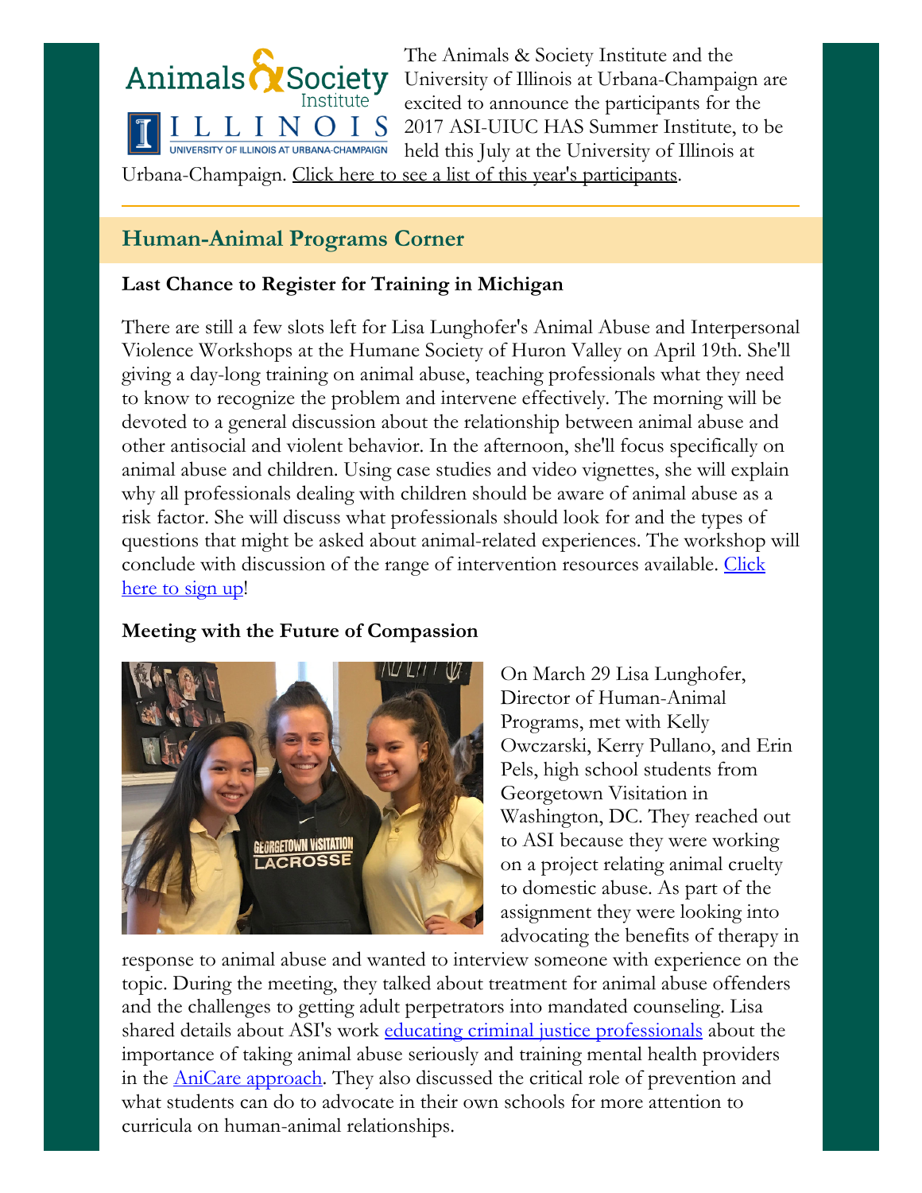The Animals & Society Institute and the University of Illinois at Urbana-Champaign are excited to announce the participants for the 2017 ASI-UIUC HAS Summer Institute, to be held this July at the University of Illinois at Urbana-Champaign. [Click here to see a list of this year's participants](#).

## Human-Animal Programs Corner

### Last Chance to Register for Training in Michigan

There are still a few slots left for Lisa Lunghofer's Animal Abuse and Interpersonal Violence Workshops at the Humane Society of Huron Valley on April 19th. She'll giving a day-long training on animal abuse, teaching professionals what they need to know to recognize the problem and intervene effectively. The morning will be devoted to a general discussion about the relationship between animal abuse and other antisocial and violent behavior. In the afternoon, she'll focus specifically on animal abuse and children. Using case studies and video vignettes, she will explain why all professionals dealing with children should be aware of animal abuse as a risk factor. She will discuss what professionals should look for and the types of questions that might be asked about animal-related experiences. The workshop will conclude with discussion of the range of intervention resources available. [Click here to sign up](#)!

### Meeting with the Future of Compassion

On March 29 Lisa Lunghofer, Director of Human-Animal Programs, met with Kelly Owczarski, Kerry Pullano, and Erin Pels, high school students from Georgetown Visitation in Washington, DC. They reached out to ASI because they were working on a project relating animal cruelty to domestic abuse. As part of the assignment they were looking into advocating the benefits of therapy in response to animal abuse and wanted to interview someone with experience on the topic. During the meeting, they talked about treatment for animal abuse offenders and the challenges to getting adult perpetrators into mandated counseling. Lisa shared details about ASI's work [educating criminal justice professionals](#) about the importance of taking animal abuse seriously and training mental health providers in the [AniCare approach](#). They also discussed the critical role of prevention and what students can do to advocate in their own schools for more attention to curricula on human-animal relationships.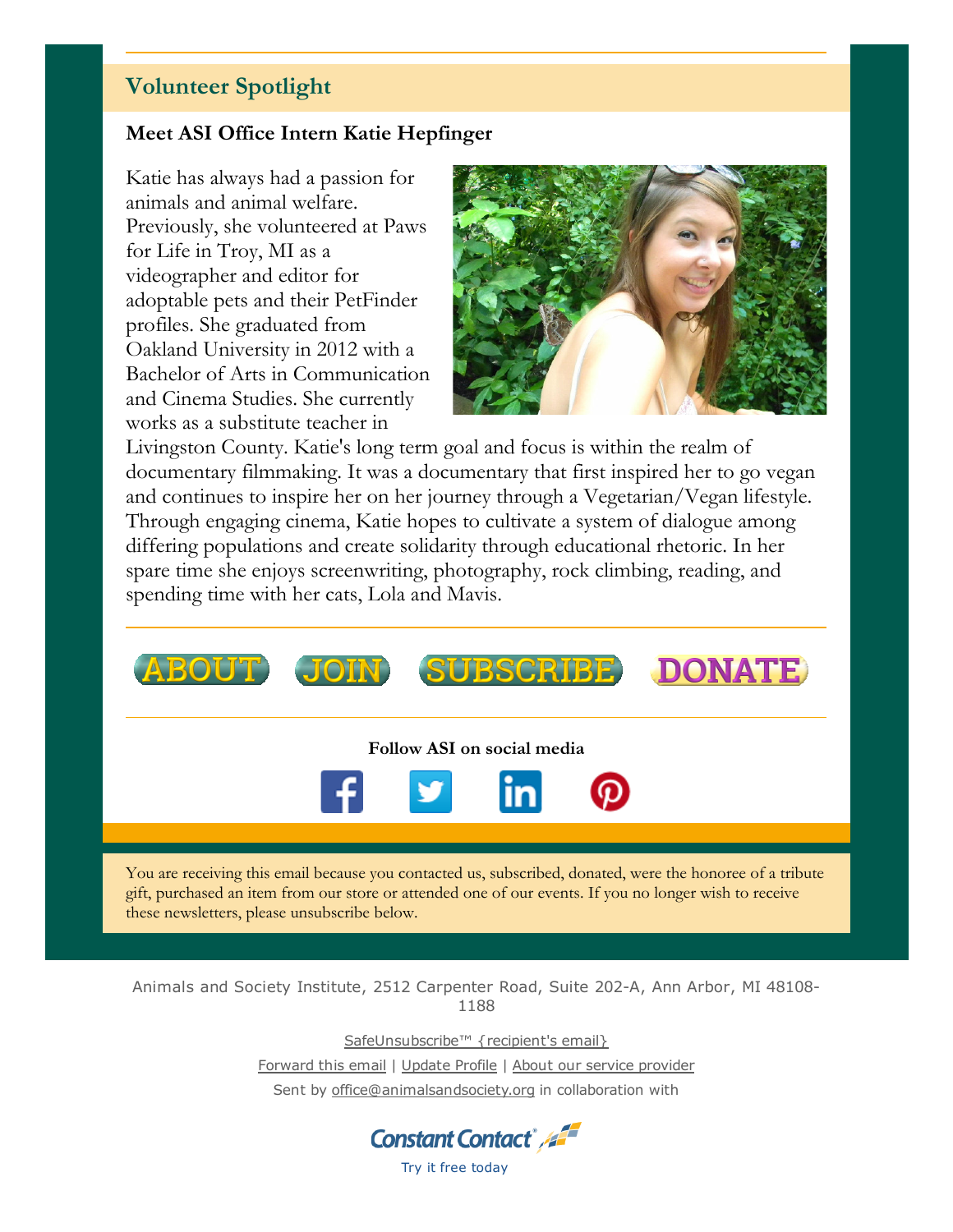## Volunteer Spotlight

**Meet ASI Office Intern Katie Hepfinger**

Katie has always had a passion for animals and animal welfare. Previously, she volunteered at Paws for Life in Troy, MI as a videographer and editor for adoptable pets and their PetFinder profiles. She graduated from Oakland University in 2012 with a Bachelor of Arts in Communication and Cinema Studies. She currently works as a substitute teacher in Livingston County. Katie's long term goal and focus is within the realm of documentary filmmaking. It was a documentary that first inspired her to go vegan and continues to inspire her on her journey through a Vegetarian/Vegan lifestyle. Through engaging cinema, Katie hopes to cultivate a system of dialogue among differing populations and create solidarity through educational rhetoric. In her spare time she enjoys screenwriting, photography, rock climbing, reading, and spending time with her cats, Lola and Mavis.

ABOUT JOIN SUBSCRIBE DONATE

**Follow ASI on social media**

You are receiving this email because you contacted us, subscribed, donated, were the honoree of a tribute gift, purchased an item from our store or attended one of our events. If you no longer wish to receive these newsletters, please unsubscribe below.

Animals and Society Institute, 2512 Carpenter Road, Suite 202-A, Ann Arbor, MI 48108-1188

SafeUnsubscribe™ {recipient's email}

Forward this email | Update Profile | About our service provider

Sent by office@animalsandsociety.org in collaboration with

Constant Contact

Try it free today